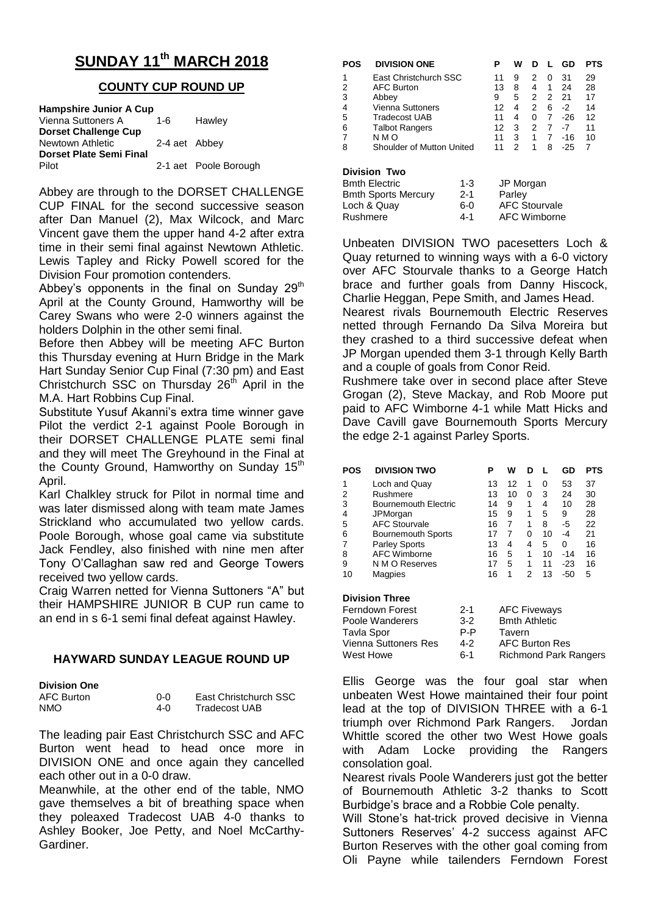# SUNDAY 11th MARCH 2018

## COUNTY CUP ROUND UP

**Hampshire Junior A Cup**

| | | |
|---|---|---|
| Vienna Suttoners A | 1-6 | Hawley |
| **Dorset Challenge Cup** | | |
| Newtown Athletic | 2-4 aet | Abbey |
| **Dorset Plate Semi Final** | | |
| Pilot | 2-1 aet | Poole Borough |

Abbey are through to the DORSET CHALLENGE CUP FINAL for the second successive season after Dan Manuel (2), Max Wilcock, and Marc Vincent gave them the upper hand 4-2 after extra time in their semi final against Newtown Athletic. Lewis Tapley and Ricky Powell scored for the Division Four promotion contenders.

Abbey's opponents in the final on Sunday 29th April at the County Ground, Hamworthy will be Carey Swans who were 2-0 winners against the holders Dolphin in the other semi final.

Before then Abbey will be meeting AFC Burton this Thursday evening at Hurn Bridge in the Mark Hart Sunday Senior Cup Final (7:30 pm) and East Christchurch SSC on Thursday 26th April in the M.A. Hart Robbins Cup Final.

Substitute Yusuf Akanni's extra time winner gave Pilot the verdict 2-1 against Poole Borough in their DORSET CHALLENGE PLATE semi final and they will meet The Greyhound in the Final at the County Ground, Hamworthy on Sunday 15th April.

Karl Chalkley struck for Pilot in normal time and was later dismissed along with team mate James Strickland who accumulated two yellow cards. Poole Borough, whose goal came via substitute Jack Fendley, also finished with nine men after Tony O'Callaghan saw red and George Towers received two yellow cards.

Craig Warren netted for Vienna Suttoners "A" but their HAMPSHIRE JUNIOR B CUP run came to an end in s 6-1 semi final defeat against Hawley.

## HAYWARD SUNDAY LEAGUE ROUND UP

**Division One**

| | | |
|---|---|---|
| AFC Burton | 0-0 | East Christchurch SSC |
| NMO | 4-0 | Tradecost UAB |

The leading pair East Christchurch SSC and AFC Burton went head to head once more in DIVISION ONE and once again they cancelled each other out in a 0-0 draw.

Meanwhile, at the other end of the table, NMO gave themselves a bit of breathing space when they poleaxed Tradecost UAB 4-0 thanks to Ashley Booker, Joe Petty, and Noel McCarthy-Gardiner.

| POS | DIVISION ONE | P | W | D | L | GD | PTS |
|---|---|---|---|---|---|---|---|
| 1 | East Christchurch SSC | 11 | 9 | 2 | 0 | 31 | 29 |
| 2 | AFC Burton | 13 | 8 | 4 | 1 | 24 | 28 |
| 3 | Abbey | 9 | 5 | 2 | 2 | 21 | 17 |
| 4 | Vienna Suttoners | 12 | 4 | 2 | 6 | -2 | 14 |
| 5 | Tradecost UAB | 11 | 4 | 0 | 7 | -26 | 12 |
| 6 | Talbot Rangers | 12 | 3 | 2 | 7 | -7 | 11 |
| 7 | N M O | 11 | 3 | 1 | 7 | -16 | 10 |
| 8 | Shoulder of Mutton United | 11 | 2 | 1 | 8 | -25 | 7 |

**Division Two**

| | | |
|---|---|---|
| Bmth Electric | 1-3 | JP Morgan |
| Bmth Sports Mercury | 2-1 | Parley |
| Loch & Quay | 6-0 | AFC Stourvale |
| Rushmere | 4-1 | AFC Wimborne |

Unbeaten DIVISION TWO pacesetters Loch & Quay returned to winning ways with a 6-0 victory over AFC Stourvale thanks to a George Hatch brace and further goals from Danny Hiscock, Charlie Heggan, Pepe Smith, and James Head.

Nearest rivals Bournemouth Electric Reserves netted through Fernando Da Silva Moreira but they crashed to a third successive defeat when JP Morgan upended them 3-1 through Kelly Barth and a couple of goals from Conor Reid.

Rushmere take over in second place after Steve Grogan (2), Steve Mackay, and Rob Moore put paid to AFC Wimborne 4-1 while Matt Hicks and Dave Cavill gave Bournemouth Sports Mercury the edge 2-1 against Parley Sports.

| POS | DIVISION TWO | P | W | D | L | GD | PTS |
|---|---|---|---|---|---|---|---|
| 1 | Loch and Quay | 13 | 12 | 1 | 0 | 53 | 37 |
| 2 | Rushmere | 13 | 10 | 0 | 3 | 24 | 30 |
| 3 | Bournemouth Electric | 14 | 9 | 1 | 4 | 10 | 28 |
| 4 | JPMorgan | 15 | 9 | 1 | 5 | 9 | 28 |
| 5 | AFC Stourvale | 16 | 7 | 1 | 8 | -5 | 22 |
| 6 | Bournemouth Sports | 17 | 7 | 0 | 10 | -4 | 21 |
| 7 | Parley Sports | 13 | 4 | 4 | 5 | 0 | 16 |
| 8 | AFC Wimborne | 16 | 5 | 1 | 10 | -14 | 16 |
| 9 | N M O Reserves | 17 | 5 | 1 | 11 | -23 | 16 |
| 10 | Magpies | 16 | 1 | 2 | 13 | -50 | 5 |

**Division Three**

| | | |
|---|---|---|
| Ferndown Forest | 2-1 | AFC Fiveways |
| Poole Wanderers | 3-2 | Bmth Athletic |
| Tavla Spor | P-P | Tavern |
| Vienna Suttoners Res | 4-2 | AFC Burton Res |
| West Howe | 6-1 | Richmond Park Rangers |

Ellis George was the four goal star when unbeaten West Howe maintained their four point lead at the top of DIVISION THREE with a 6-1 triumph over Richmond Park Rangers. Jordan Whittle scored the other two West Howe goals with Adam Locke providing the Rangers consolation goal.

Nearest rivals Poole Wanderers just got the better of Bournemouth Athletic 3-2 thanks to Scott Burbidge's brace and a Robbie Cole penalty.

Will Stone's hat-trick proved decisive in Vienna Suttoners Reserves' 4-2 success against AFC Burton Reserves with the other goal coming from Oli Payne while tailenders Ferndown Forest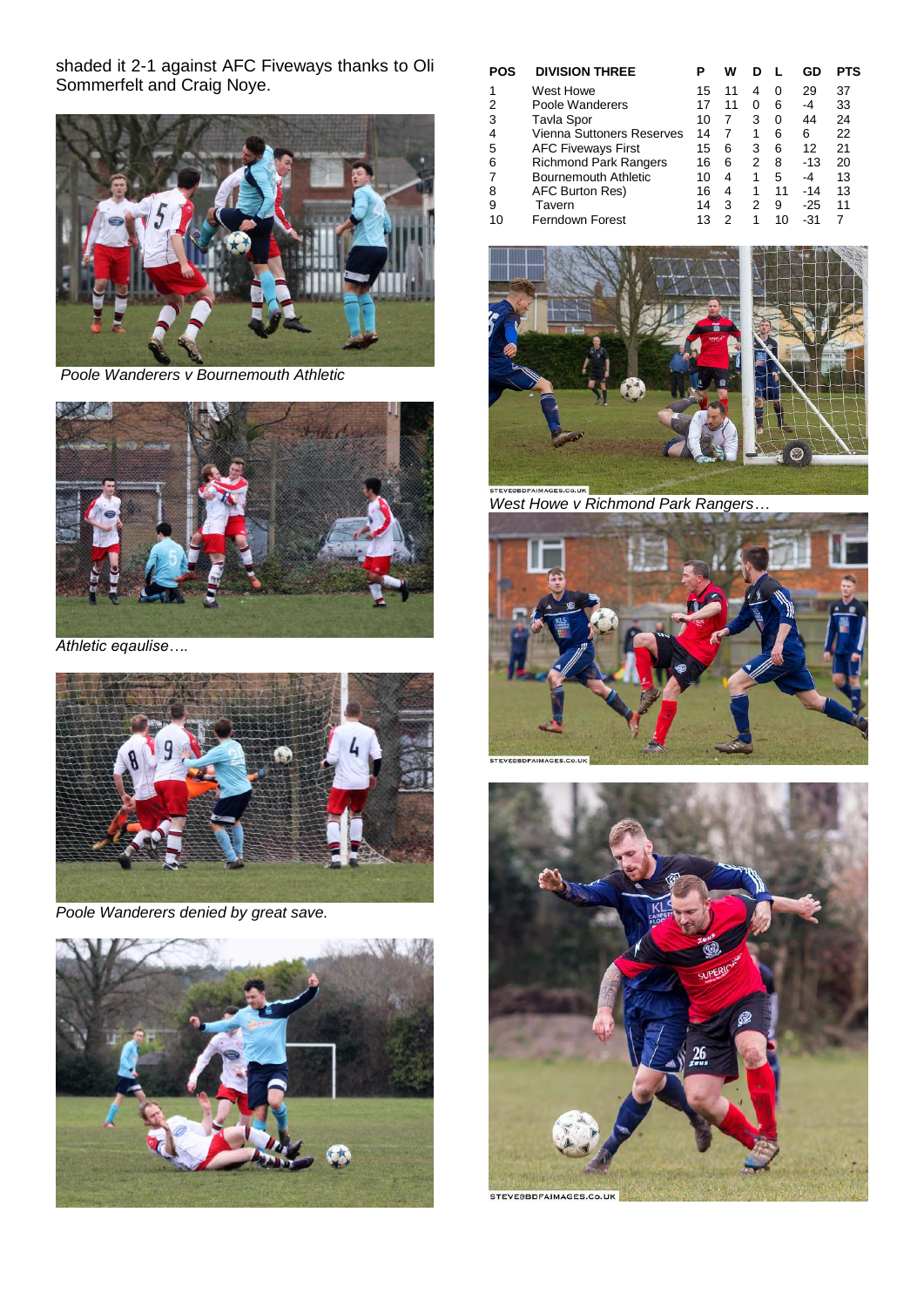shaded it 2-1 against AFC Fiveways thanks to Oli Sommerfelt and Craig Noye.

*Poole Wanderers v Bournemouth Athletic*

*Athletic eqaulise….*

*Poole Wanderers denied by great save.*

| POS | DIVISION THREE | P | W | D | L | GD | PTS |
|---|---|---|---|---|---|---|---|
| 1 | West Howe | 15 | 11 | 4 | 0 | 29 | 37 |
| 2 | Poole Wanderers | 17 | 11 | 0 | 6 | -4 | 33 |
| 3 | Tavla Spor | 10 | 7 | 3 | 0 | 44 | 24 |
| 4 | Vienna Suttoners Reserves | 14 | 7 | 1 | 6 | 6 | 22 |
| 5 | AFC Fiveways First | 15 | 6 | 3 | 6 | 12 | 21 |
| 6 | Richmond Park Rangers | 16 | 6 | 2 | 8 | -13 | 20 |
| 7 | Bournemouth Athletic | 10 | 4 | 1 | 5 | -4 | 13 |
| 8 | AFC Burton Res) | 16 | 4 | 1 | 11 | -14 | 13 |
| 9 | Tavern | 14 | 3 | 2 | 9 | -25 | 11 |
| 10 | Ferndown Forest | 13 | 2 | 1 | 10 | -31 | 7 |

*West Howe v Richmond Park Rangers…*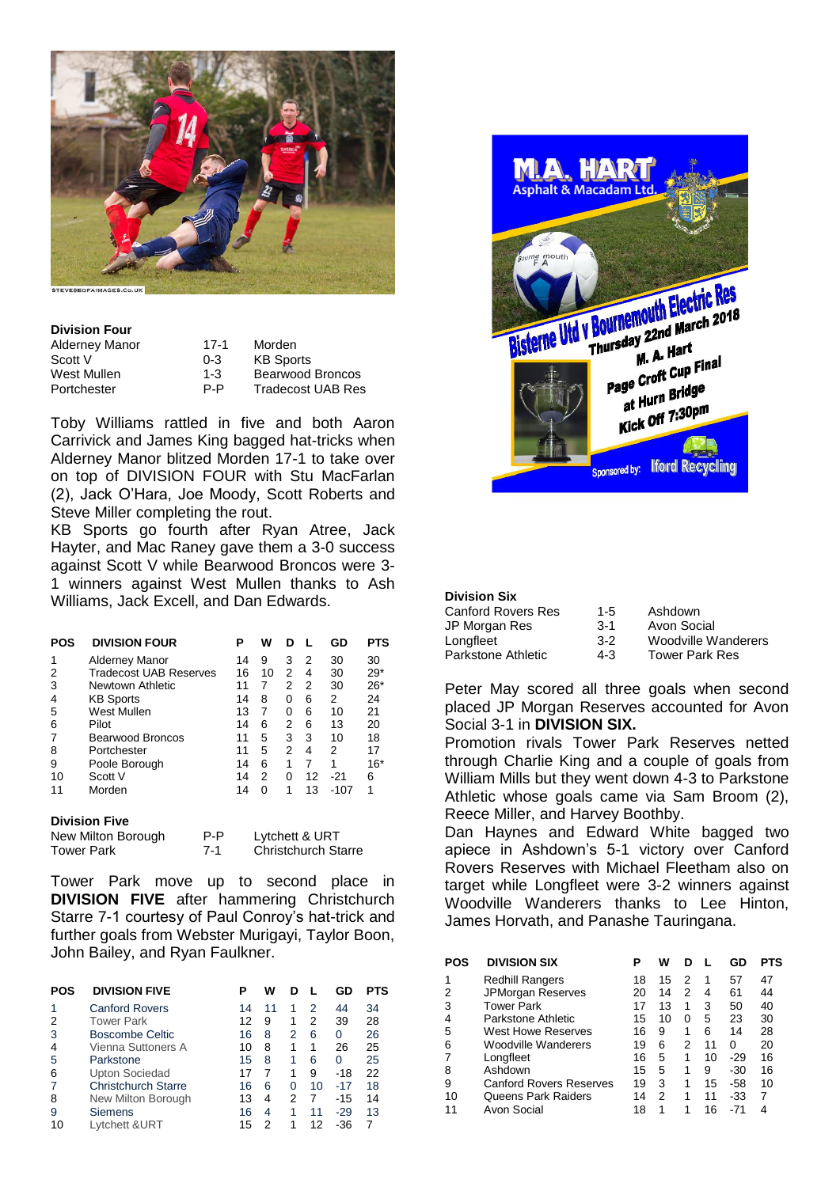### Division Four

| | | |
|---|---|---|
| Alderney Manor | 17-1 | Morden |
| Scott V | 0-3 | KB Sports |
| West Mullen | 1-3 | Bearwood Broncos |
| Portchester | P-P | Tradecost UAB Res |

Toby Williams rattled in five and both Aaron Carrivick and James King bagged hat-tricks when Alderney Manor blitzed Morden 17-1 to take over on top of DIVISION FOUR with Stu MacFarlan (2), Jack O'Hara, Joe Moody, Scott Roberts and Steve Miller completing the rout.

KB Sports go fourth after Ryan Atree, Jack Hayter, and Mac Raney gave them a 3-0 success against Scott V while Bearwood Broncos were 3-1 winners against West Mullen thanks to Ash Williams, Jack Excell, and Dan Edwards.

| POS | DIVISION FOUR | P | W | D | L | GD | PTS |
|---|---|---|---|---|---|---|---|
| 1 | Alderney Manor | 14 | 9 | 3 | 2 | 30 | 30 |
| 2 | Tradecost UAB Reserves | 16 | 10 | 2 | 4 | 30 | 29* |
| 3 | Newtown Athletic | 11 | 7 | 2 | 2 | 30 | 26* |
| 4 | KB Sports | 14 | 8 | 0 | 6 | 2 | 24 |
| 5 | West Mullen | 13 | 7 | 0 | 6 | 10 | 21 |
| 6 | Pilot | 14 | 6 | 2 | 6 | 13 | 20 |
| 7 | Bearwood Broncos | 11 | 5 | 3 | 3 | 10 | 18 |
| 8 | Portchester | 11 | 5 | 2 | 4 | 2 | 17 |
| 9 | Poole Borough | 14 | 6 | 1 | 7 | 1 | 16* |
| 10 | Scott V | 14 | 2 | 0 | 12 | -21 | 6 |
| 11 | Morden | 14 | 0 | 1 | 13 | -107 | 1 |

### Division Five

| | | |
|---|---|---|
| New Milton Borough | P-P | Lytchett & URT |
| Tower Park | 7-1 | Christchurch Starre |

Tower Park move up to second place in **DIVISION FIVE** after hammering Christchurch Starre 7-1 courtesy of Paul Conroy's hat-trick and further goals from Webster Murigayi, Taylor Boon, John Bailey, and Ryan Faulkner.

| POS | DIVISION FIVE | P | W | D | L | GD | PTS |
|---|---|---|---|---|---|---|---|
| 1 | Canford Rovers | 14 | 11 | 1 | 2 | 44 | 34 |
| 2 | Tower Park | 12 | 9 | 1 | 2 | 39 | 28 |
| 3 | Boscombe Celtic | 16 | 8 | 2 | 6 | 0 | 26 |
| 4 | Vienna Suttoners A | 10 | 8 | 1 | 1 | 26 | 25 |
| 5 | Parkstone | 15 | 8 | 1 | 6 | 0 | 25 |
| 6 | Upton Sociedad | 17 | 7 | 1 | 9 | -18 | 22 |
| 7 | Christchurch Starre | 16 | 6 | 0 | 10 | -17 | 18 |
| 8 | New Milton Borough | 13 | 4 | 2 | 7 | -15 | 14 |
| 9 | Siemens | 16 | 4 | 1 | 11 | -29 | 13 |
| 10 | Lytchett &URT | 15 | 2 | 1 | 12 | -36 | 7 |

M.A. HART Asphalt & Macadam Ltd.

Bisterne Utd v Bournemouth Electric Res
Thursday 22nd March 2018
M. A. Hart
Page Croft Cup Final
at Hurn Bridge
Kick Off 7:30pm

Sponsored by: Ilford Recycling

### Division Six

| | | |
|---|---|---|
| Canford Rovers Res | 1-5 | Ashdown |
| JP Morgan Res | 3-1 | Avon Social |
| Longfleet | 3-2 | Woodville Wanderers |
| Parkstone Athletic | 4-3 | Tower Park Res |

Peter May scored all three goals when second placed JP Morgan Reserves accounted for Avon Social 3-1 in **DIVISION SIX.**

Promotion rivals Tower Park Reserves netted through Charlie King and a couple of goals from William Mills but they went down 4-3 to Parkstone Athletic whose goals came via Sam Broom (2), Reece Miller, and Harvey Boothby.

Dan Haynes and Edward White bagged two apiece in Ashdown's 5-1 victory over Canford Rovers Reserves with Michael Fleetham also on target while Longfleet were 3-2 winners against Woodville Wanderers thanks to Lee Hinton, James Horvath, and Panashe Tauringana.

| POS | DIVISION SIX | P | W | D | L | GD | PTS |
|---|---|---|---|---|---|---|---|
| 1 | Redhill Rangers | 18 | 15 | 2 | 1 | 57 | 47 |
| 2 | JPMorgan Reserves | 20 | 14 | 2 | 4 | 61 | 44 |
| 3 | Tower Park | 17 | 13 | 1 | 3 | 50 | 40 |
| 4 | Parkstone Athletic | 15 | 10 | 0 | 5 | 23 | 30 |
| 5 | West Howe Reserves | 16 | 9 | 1 | 6 | 14 | 28 |
| 6 | Woodville Wanderers | 19 | 6 | 2 | 11 | 0 | 20 |
| 7 | Longfleet | 16 | 5 | 1 | 10 | -29 | 16 |
| 8 | Ashdown | 15 | 5 | 1 | 9 | -30 | 16 |
| 9 | Canford Rovers Reserves | 19 | 3 | 1 | 15 | -58 | 10 |
| 10 | Queens Park Raiders | 14 | 2 | 1 | 11 | -33 | 7 |
| 11 | Avon Social | 18 | 1 | 1 | 16 | -71 | 4 |